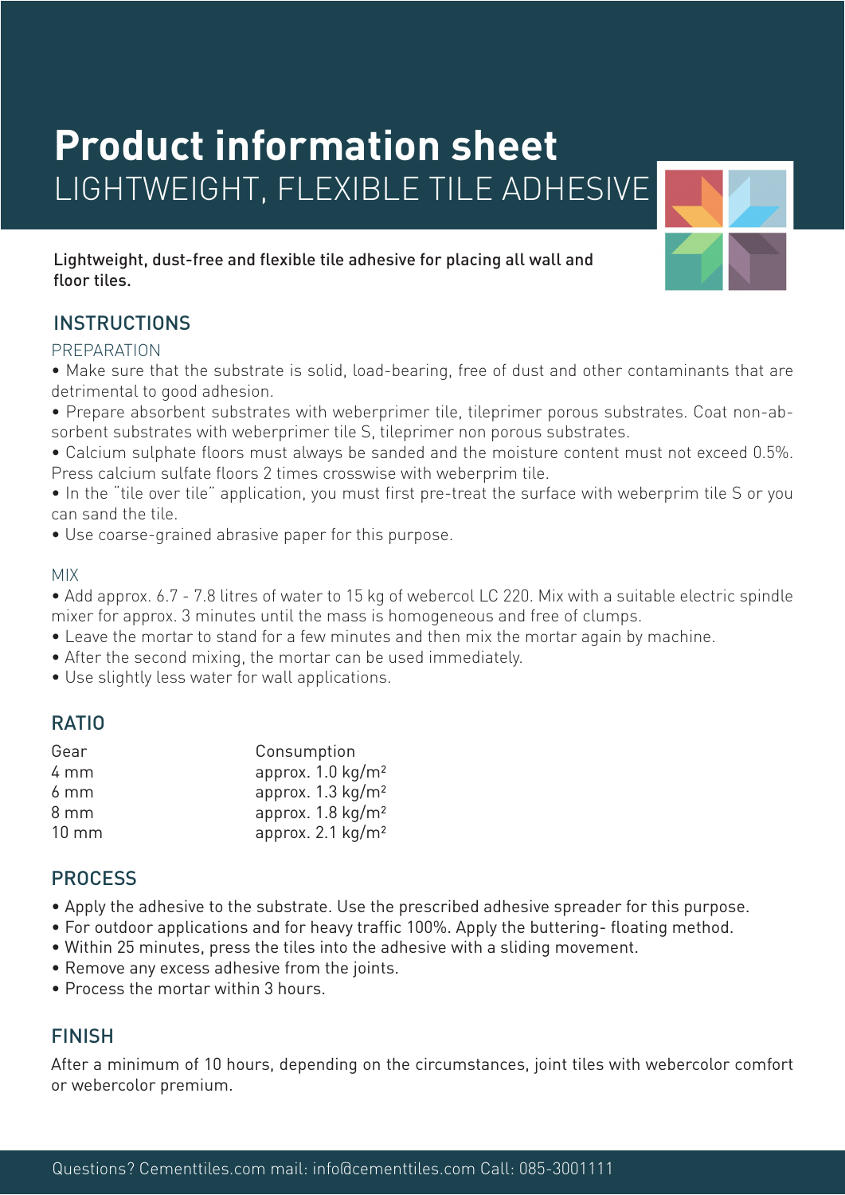# Product information sheet

LIGHTWEIGHT, FLEXIBLE TILE ADHESIVE

Lightweight, dust-free and flexible tile adhesive for placing all wall and floor tiles.

## INSTRUCTIONS

### PREPARATION

- Make sure that the substrate is solid, load-bearing, free of dust and other contaminants that are detrimental to good adhesion.
- Prepare absorbent substrates with weberprimer tile, tileprimer porous substrates. Coat non-absorbent substrates with weberprimer tile S, tileprimer non porous substrates.
- Calcium sulphate floors must always be sanded and the moisture content must not exceed 0.5%. Press calcium sulfate floors 2 times crosswise with weberprim tile.
- In the "tile over tile" application, you must first pre-treat the surface with weberprim tile S or you can sand the tile.
- Use coarse-grained abrasive paper for this purpose.

### MIX

- Add approx. 6.7 - 7.8 litres of water to 15 kg of webercol LC 220. Mix with a suitable electric spindle mixer for approx. 3 minutes until the mass is homogeneous and free of clumps.
- Leave the mortar to stand for a few minutes and then mix the mortar again by machine.
- After the second mixing, the mortar can be used immediately.
- Use slightly less water for wall applications.

## RATIO

| Gear | Consumption |
|---|---|
| 4 mm | approx. 1.0 kg/m² |
| 6 mm | approx. 1.3 kg/m² |
| 8 mm | approx. 1.8 kg/m² |
| 10 mm | approx. 2.1 kg/m² |

## PROCESS

- Apply the adhesive to the substrate. Use the prescribed adhesive spreader for this purpose.
- For outdoor applications and for heavy traffic 100%. Apply the buttering- floating method.
- Within 25 minutes, press the tiles into the adhesive with a sliding movement.
- Remove any excess adhesive from the joints.
- Process the mortar within 3 hours.

## FINISH

After a minimum of 10 hours, depending on the circumstances, joint tiles with webercolor comfort or webercolor premium.

Questions? Cementtiles.com mail: info@cementtiles.com Call: 085-3001111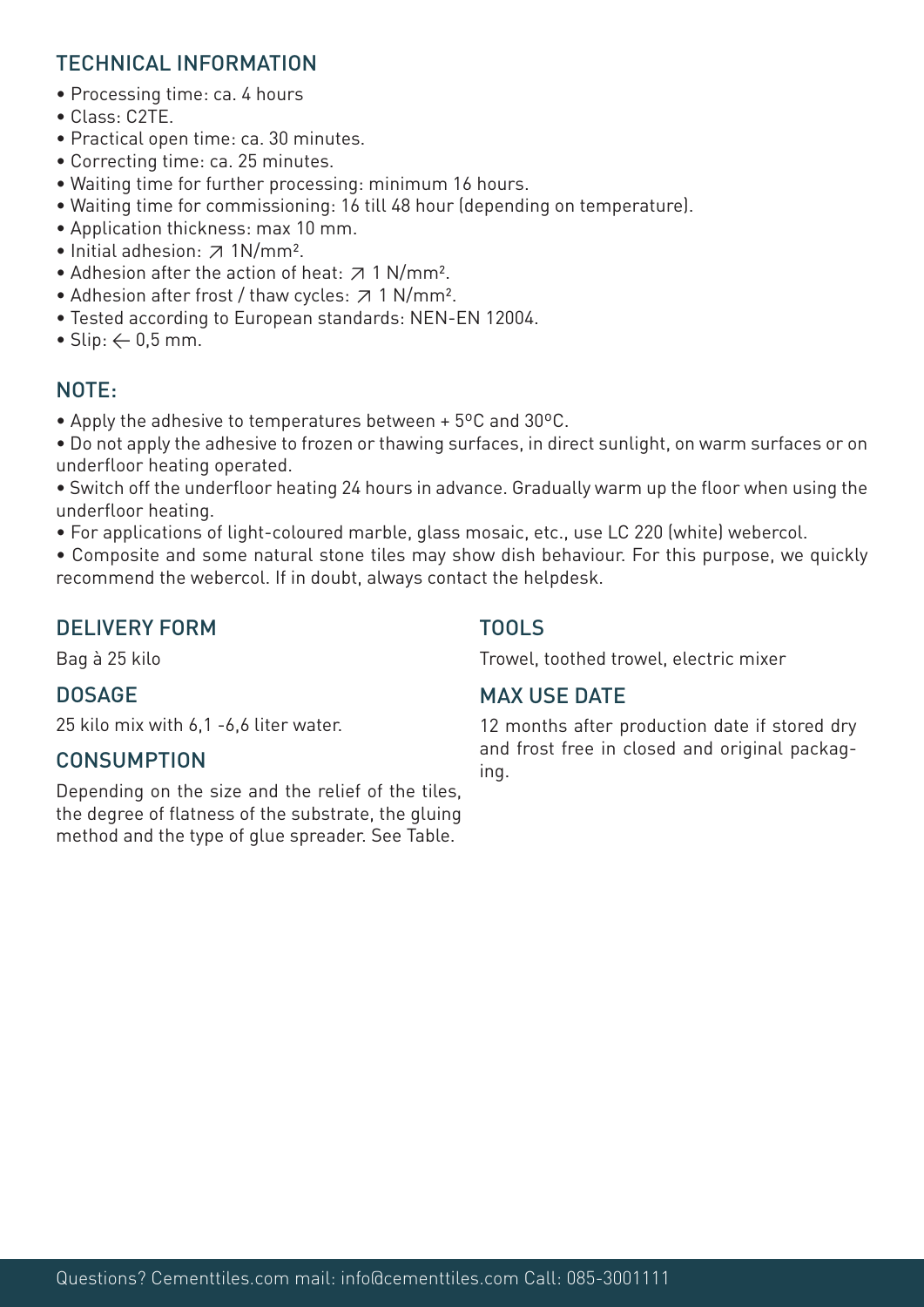## TECHNICAL INFORMATION

- Processing time: ca. 4 hours
- Class: C2TE.
- Practical open time: ca. 30 minutes.
- Correcting time: ca. 25 minutes.
- Waiting time for further processing: minimum 16 hours.
- Waiting time for commissioning: 16 till 48 hour (depending on temperature).
- Application thickness: max 10 mm.
- Initial adhesion: ↗ 1N/mm².
- Adhesion after the action of heat: ↗ 1 N/mm².
- Adhesion after frost / thaw cycles: ↗ 1 N/mm².
- Tested according to European standards: NEN-EN 12004.
- Slip: ← 0,5 mm.

## NOTE:

- Apply the adhesive to temperatures between + 5ºC and 30ºC.
- Do not apply the adhesive to frozen or thawing surfaces, in direct sunlight, on warm surfaces or on underfloor heating operated.
- Switch off the underfloor heating 24 hours in advance. Gradually warm up the floor when using the underfloor heating.
- For applications of light-coloured marble, glass mosaic, etc., use LC 220 (white) webercol.
- Composite and some natural stone tiles may show dish behaviour. For this purpose, we quickly recommend the webercol. If in doubt, always contact the helpdesk.

## DELIVERY FORM

Bag à 25 kilo

## DOSAGE

25 kilo mix with 6,1 -6,6 liter water.

## CONSUMPTION

Depending on the size and the relief of the tiles, the degree of flatness of the substrate, the gluing method and the type of glue spreader. See Table.

## TOOLS

Trowel, toothed trowel, electric mixer

## MAX USE DATE

12 months after production date if stored dry and frost free in closed and original packaging.

Questions? Cementtiles.com mail: info@cementtiles.com Call: 085-3001111